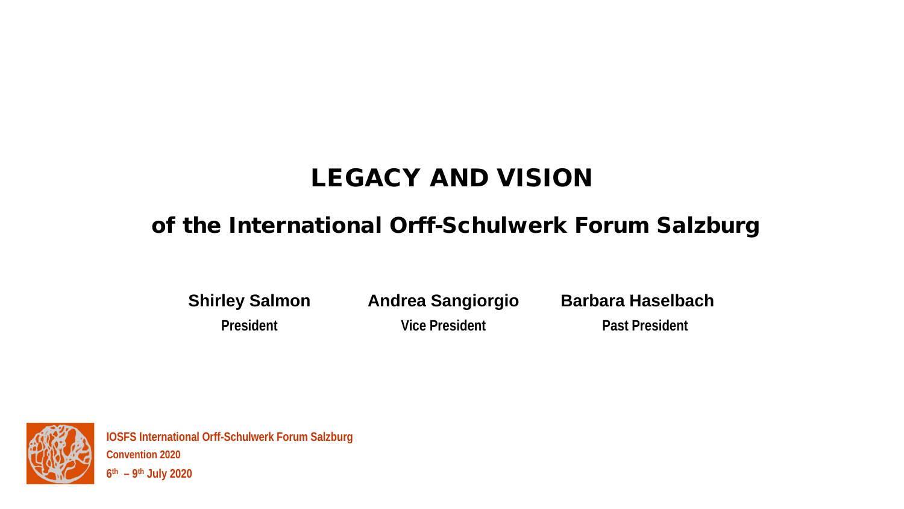# LEGACY AND VISION

## of the International Orff-Schulwerk Forum Salzburg

**Shirley Salmon**
**President**

**Andrea Sangiorgio**
**Vice President**

**Barbara Haselbach**
**Past President**

**IOSFS International Orff-Schulwerk Forum Salzburg**
**Convention 2020**
**6th – 9th July 2020**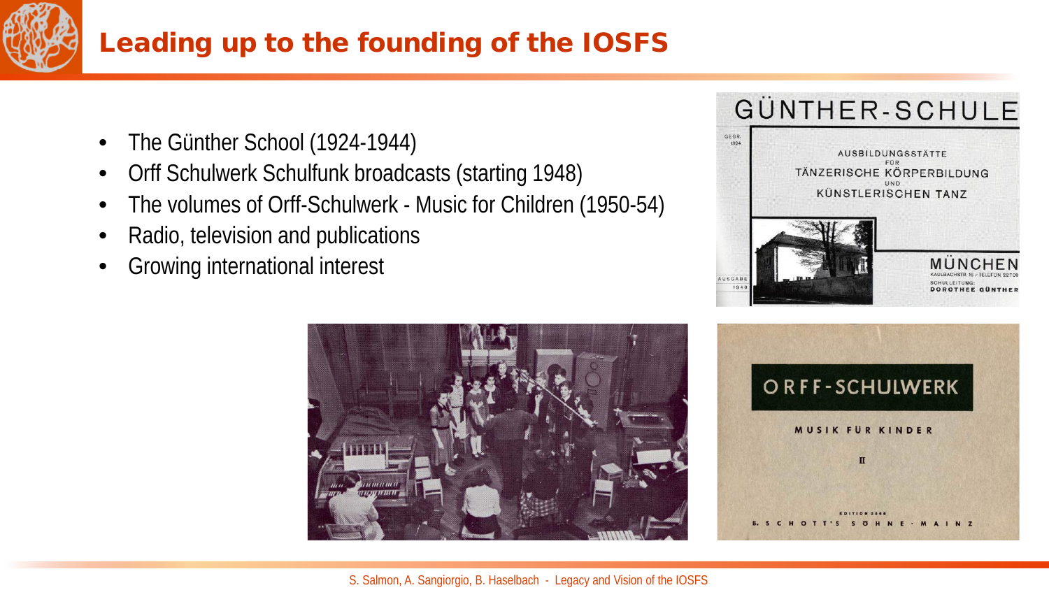# Leading up to the founding of the IOSFS

- The Günther School (1924-1944)
- Orff Schulwerk Schulfunk broadcasts (starting 1948)
- The volumes of Orff-Schulwerk - Music for Children (1950-54)
- Radio, television and publications
- Growing international interest

GÜNTHER-SCHULE

GEGR. 1924

AUSBILDUNGSSTÄTTE FÜR TÄNZERISCHE KÖRPERBILDUNG UND KÜNSTLERISCHEN TANZ

MÜNCHEN
KAULBACHSTR. 16 / TELEFON 22700
SCHULLEITUNG: DOROTHEE GÜNTHER

AUSGABE 1940

ORFF-SCHULWERK

MUSIK FÜR KINDER

II

EDITION 3568

B. SCHOTT'S SÖHNE · MAINZ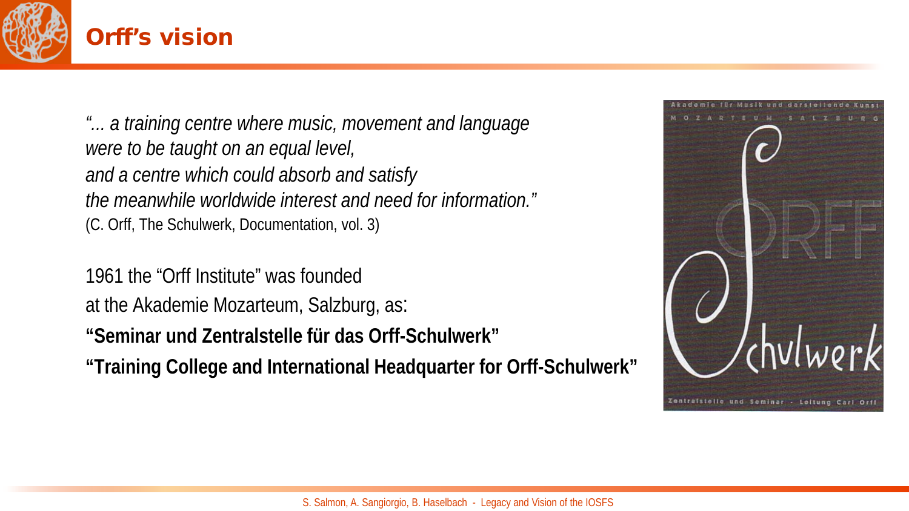# Orff's vision

*"... a training centre where music, movement and language were to be taught on an equal level, and a centre which could absorb and satisfy the meanwhile worldwide interest and need for information."*
(C. Orff, The Schulwerk, Documentation, vol. 3)

1961 the "Orff Institute" was founded at the Akademie Mozarteum, Salzburg, as:

**"Seminar und Zentralstelle für das Orff-Schulwerk"**

**"Training College and International Headquarter for Orff-Schulwerk"**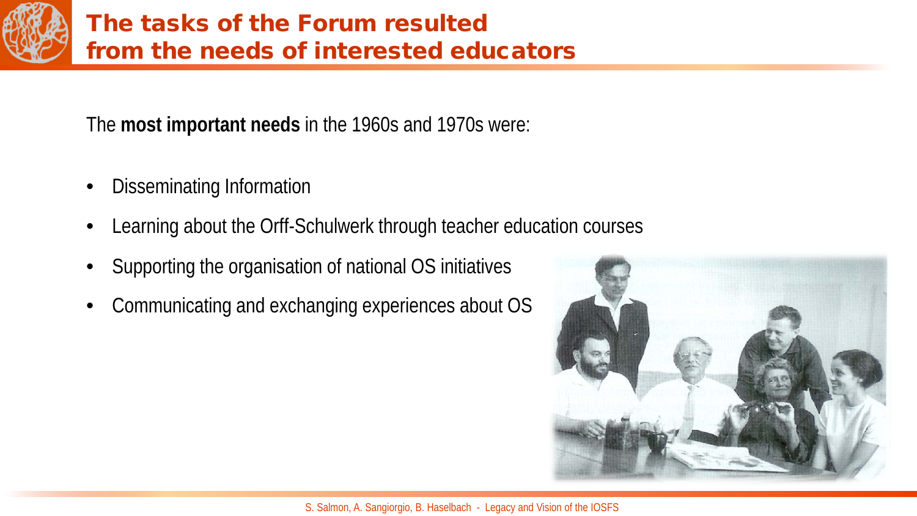# The tasks of the Forum resulted from the needs of interested educators

The **most important needs** in the 1960s and 1970s were:

- Disseminating Information
- Learning about the Orff-Schulwerk through teacher education courses
- Supporting the organisation of national OS initiatives
- Communicating and exchanging experiences about OS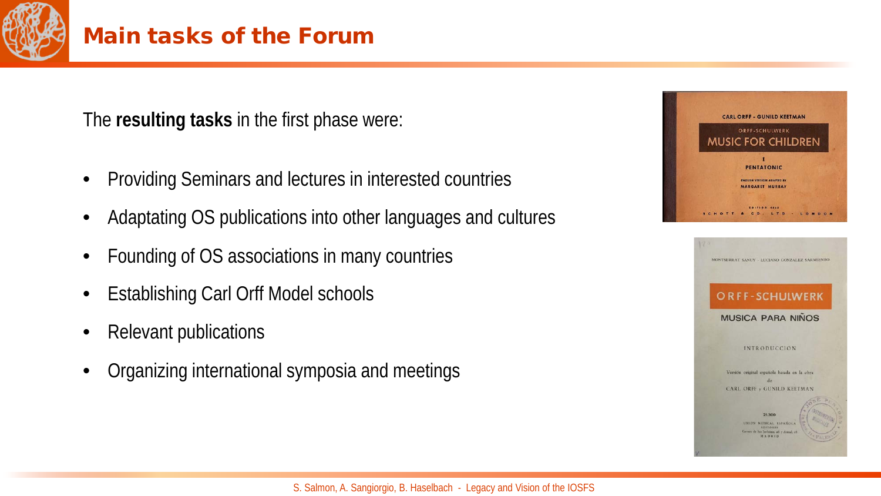# Main tasks of the Forum

The **resulting tasks** in the first phase were:

- Providing Seminars and lectures in interested countries
- Adaptating OS publications into other languages and cultures
- Founding of OS associations in many countries
- Establishing Carl Orff Model schools
- Relevant publications
- Organizing international symposia and meetings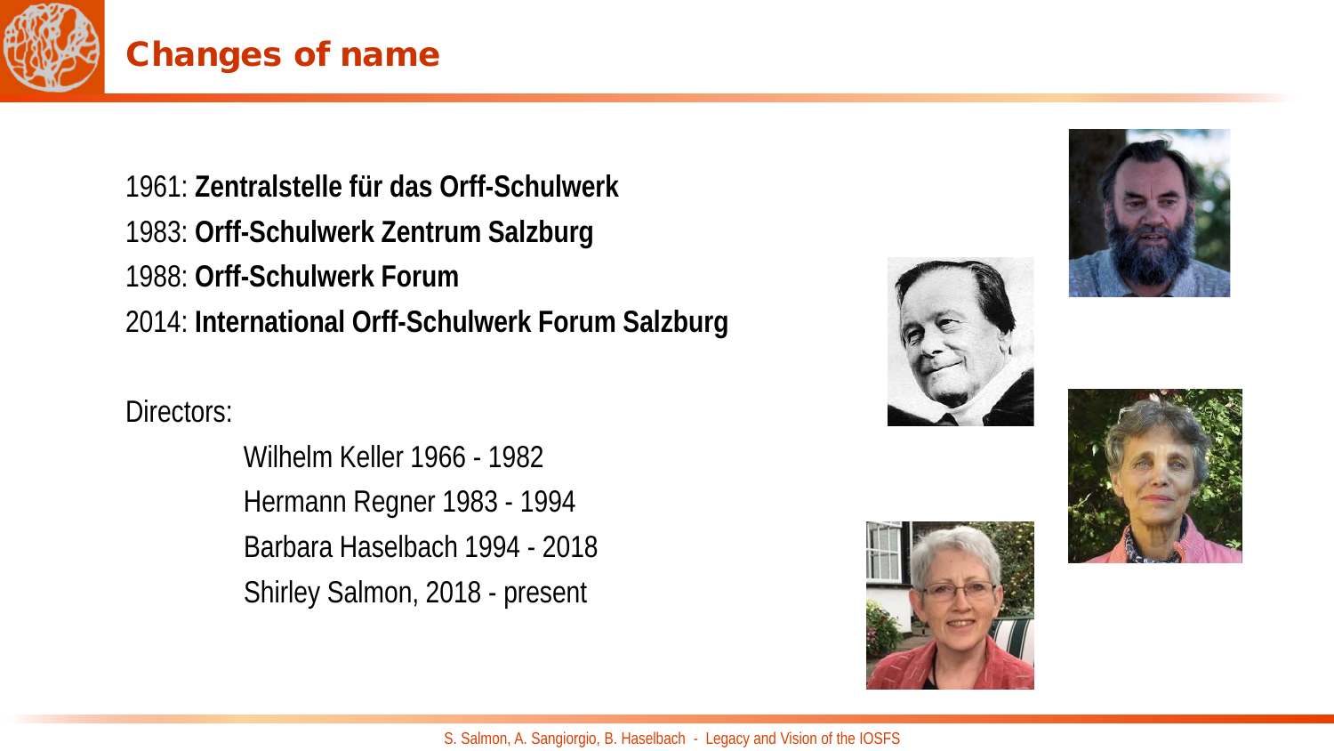# Changes of name

1961: **Zentralstelle für das Orff-Schulwerk**
1983: **Orff-Schulwerk Zentrum Salzburg**
1988: **Orff-Schulwerk Forum**
2014: **International Orff-Schulwerk Forum Salzburg**

Directors:

- Wilhelm Keller 1966 - 1982
- Hermann Regner 1983 - 1994
- Barbara Haselbach 1994 - 2018
- Shirley Salmon, 2018 - present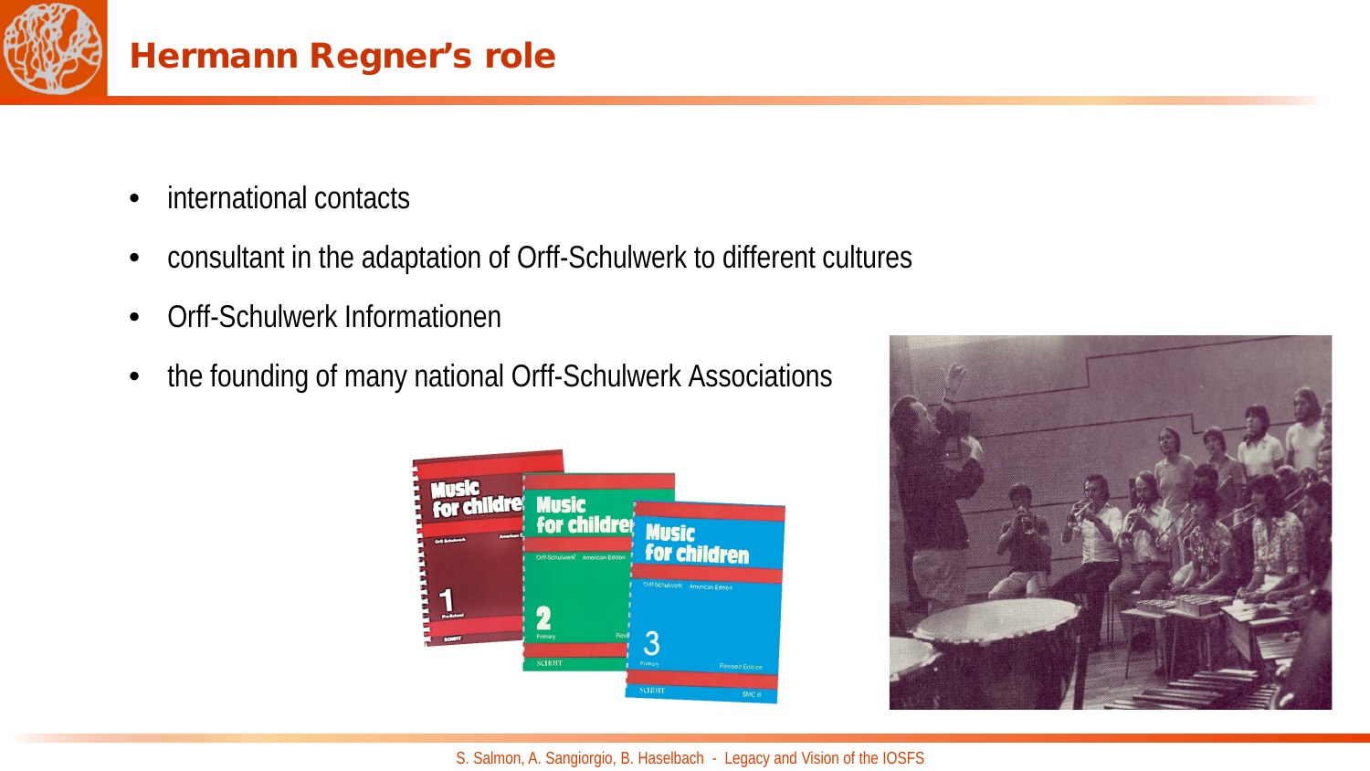# Hermann Regner's role

- international contacts
- consultant in the adaptation of Orff-Schulwerk to different cultures
- Orff-Schulwerk Informationen
- the founding of many national Orff-Schulwerk Associations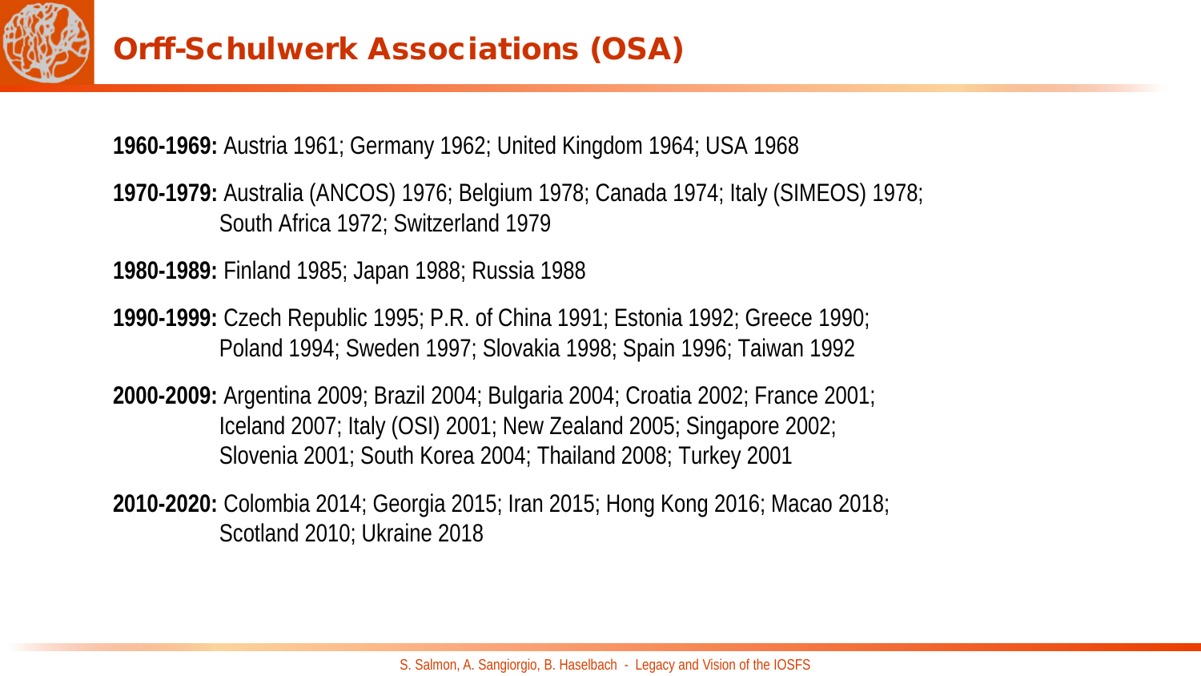# Orff-Schulwerk Associations (OSA)

**1960-1969:** Austria 1961; Germany 1962; United Kingdom 1964; USA 1968

**1970-1979:** Australia (ANCOS) 1976; Belgium 1978; Canada 1974; Italy (SIMEOS) 1978; South Africa 1972; Switzerland 1979

**1980-1989:** Finland 1985; Japan 1988; Russia 1988

**1990-1999:** Czech Republic 1995; P.R. of China 1991; Estonia 1992; Greece 1990; Poland 1994; Sweden 1997; Slovakia 1998; Spain 1996; Taiwan 1992

**2000-2009:** Argentina 2009; Brazil 2004; Bulgaria 2004; Croatia 2002; France 2001; Iceland 2007; Italy (OSI) 2001; New Zealand 2005; Singapore 2002; Slovenia 2001; South Korea 2004; Thailand 2008; Turkey 2001

**2010-2020:** Colombia 2014; Georgia 2015; Iran 2015; Hong Kong 2016; Macao 2018; Scotland 2010; Ukraine 2018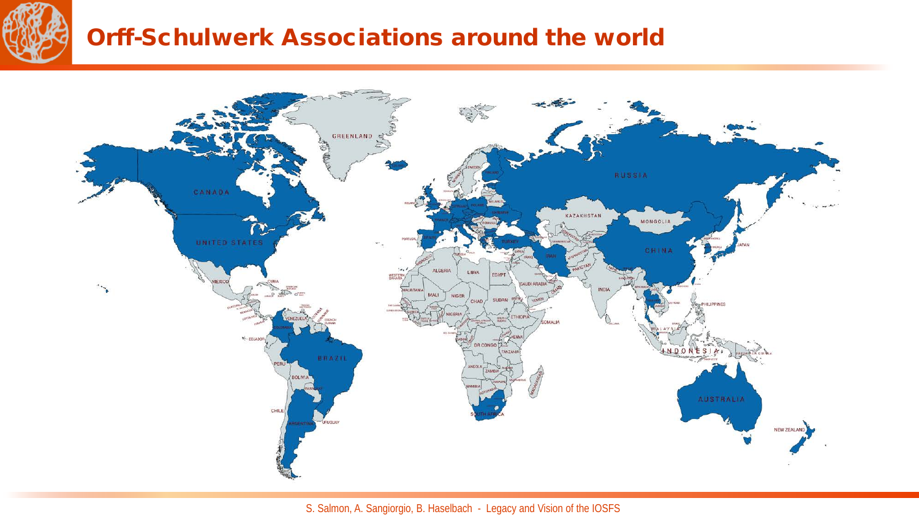# Orff-Schulwerk Associations around the world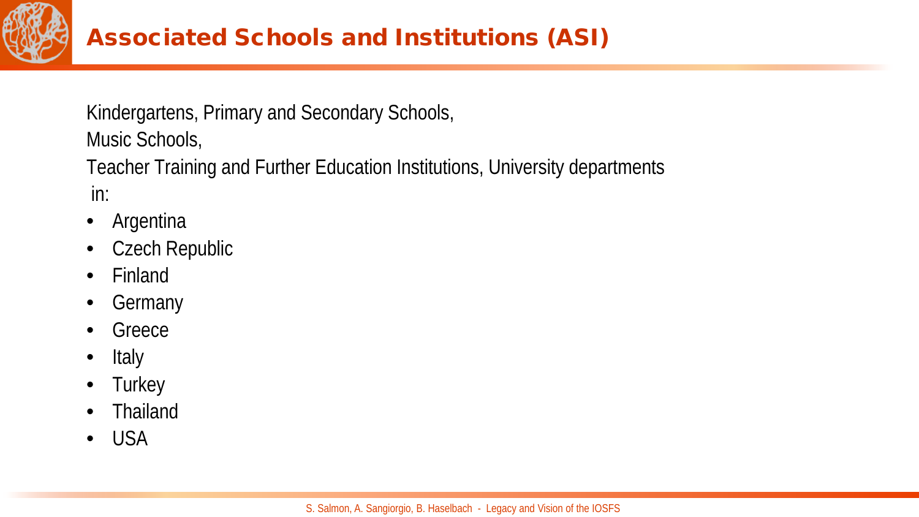# Associated Schools and Institutions (ASI)

Kindergartens, Primary and Secondary Schools,
Music Schools,
Teacher Training and Further Education Institutions, University departments
in:

- Argentina
- Czech Republic
- Finland
- Germany
- Greece
- Italy
- Turkey
- Thailand
- USA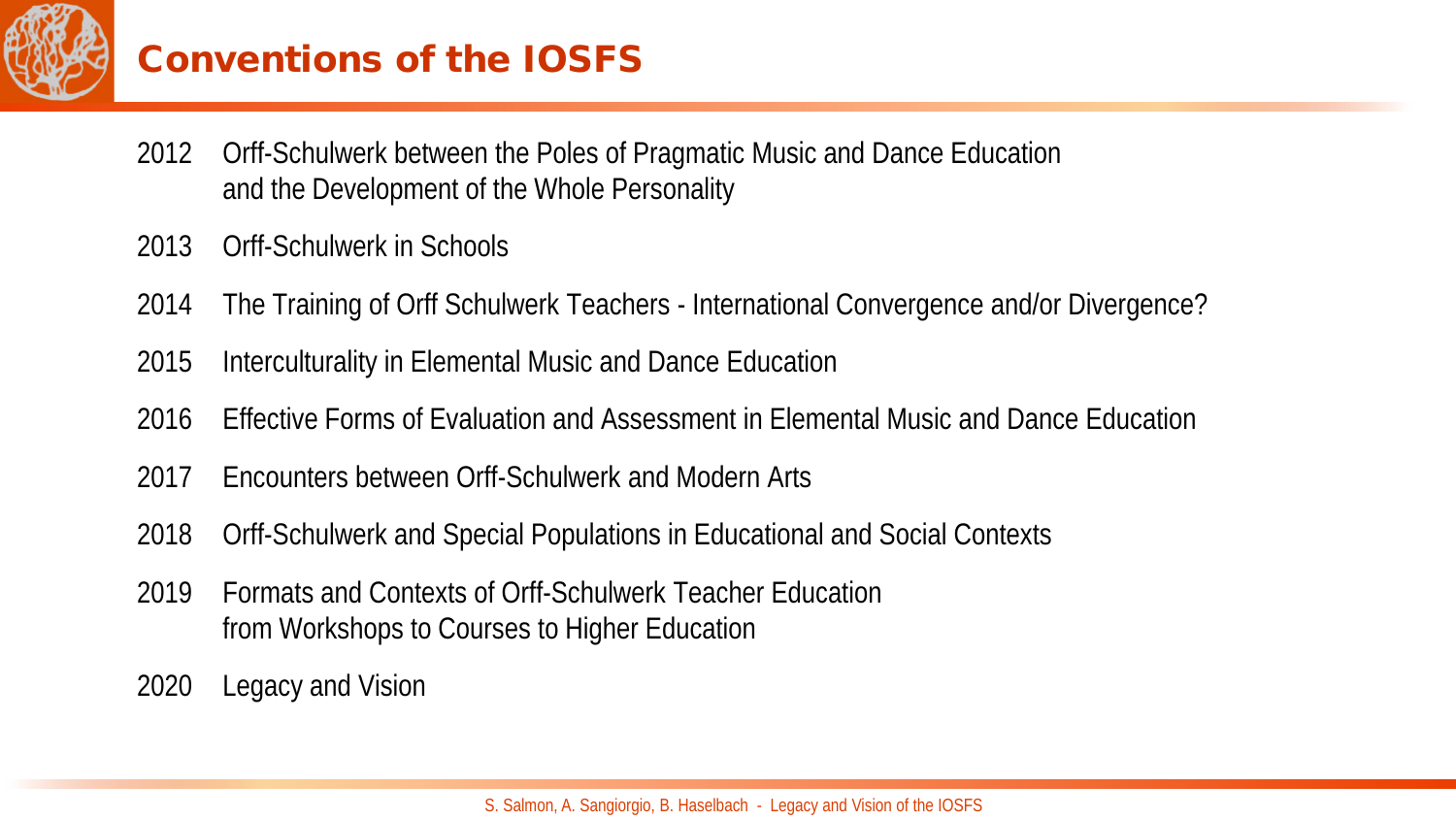# Conventions of the IOSFS

- 2012 Orff-Schulwerk between the Poles of Pragmatic Music and Dance Education and the Development of the Whole Personality
- 2013 Orff-Schulwerk in Schools
- 2014 The Training of Orff Schulwerk Teachers - International Convergence and/or Divergence?
- 2015 Interculturality in Elemental Music and Dance Education
- 2016 Effective Forms of Evaluation and Assessment in Elemental Music and Dance Education
- 2017 Encounters between Orff-Schulwerk and Modern Arts
- 2018 Orff-Schulwerk and Special Populations in Educational and Social Contexts
- 2019 Formats and Contexts of Orff-Schulwerk Teacher Education from Workshops to Courses to Higher Education
- 2020 Legacy and Vision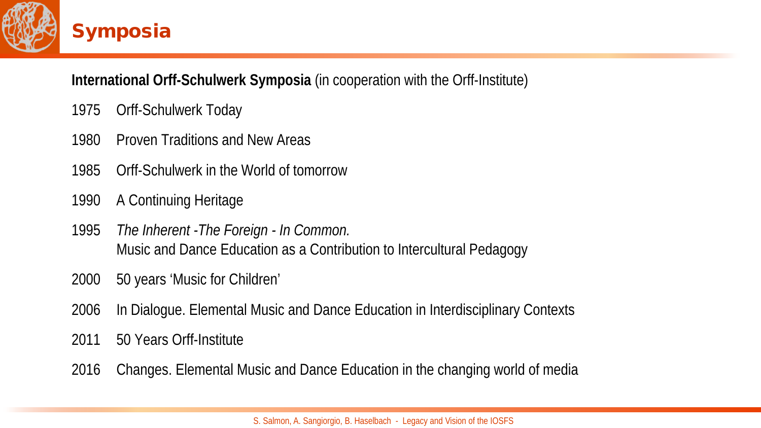# Symposia

**International Orff-Schulwerk Symposia** (in cooperation with the Orff-Institute)

- 1975 Orff-Schulwerk Today
- 1980 Proven Traditions and New Areas
- 1985 Orff-Schulwerk in the World of tomorrow
- 1990 A Continuing Heritage
- 1995 *The Inherent -The Foreign - In Common.* Music and Dance Education as a Contribution to Intercultural Pedagogy
- 2000 50 years 'Music for Children'
- 2006 In Dialogue. Elemental Music and Dance Education in Interdisciplinary Contexts
- 2011 50 Years Orff-Institute
- 2016 Changes. Elemental Music and Dance Education in the changing world of media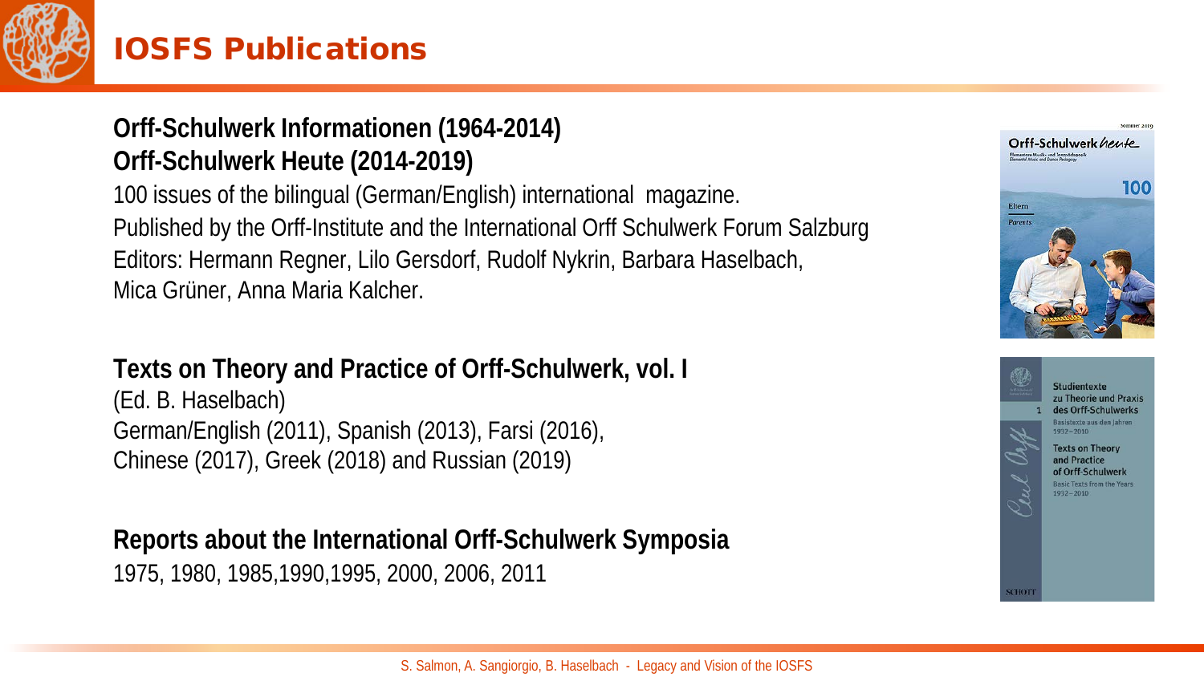# IOSFS Publications

**Orff-Schulwerk Informationen (1964-2014)**
**Orff-Schulwerk Heute (2014-2019)**

100 issues of the bilingual (German/English) international magazine.
Published by the Orff-Institute and the International Orff Schulwerk Forum Salzburg
Editors: Hermann Regner, Lilo Gersdorf, Rudolf Nykrin, Barbara Haselbach,
Mica Grüner, Anna Maria Kalcher.

**Texts on Theory and Practice of Orff-Schulwerk, vol. I**
(Ed. B. Haselbach)
German/English (2011), Spanish (2013), Farsi (2016),
Chinese (2017), Greek (2018) and Russian (2019)

**Reports about the International Orff-Schulwerk Symposia**
1975, 1980, 1985,1990,1995, 2000, 2006, 2011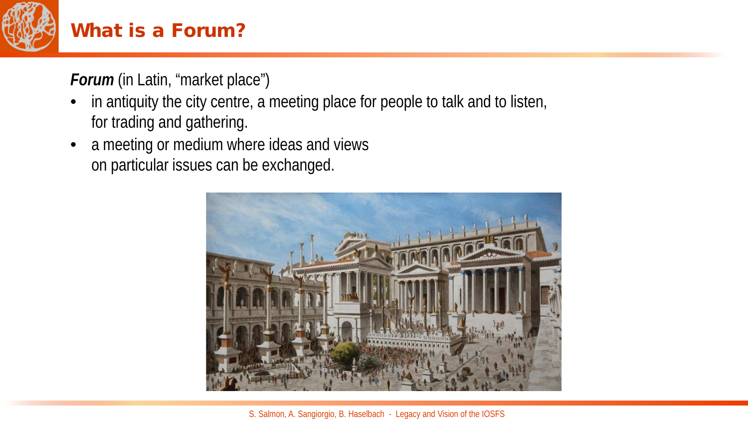# What is a Forum?

***Forum*** (in Latin, “market place”)

- in antiquity the city centre, a meeting place for people to talk and to listen, for trading and gathering.
- a meeting or medium where ideas and views on particular issues can be exchanged.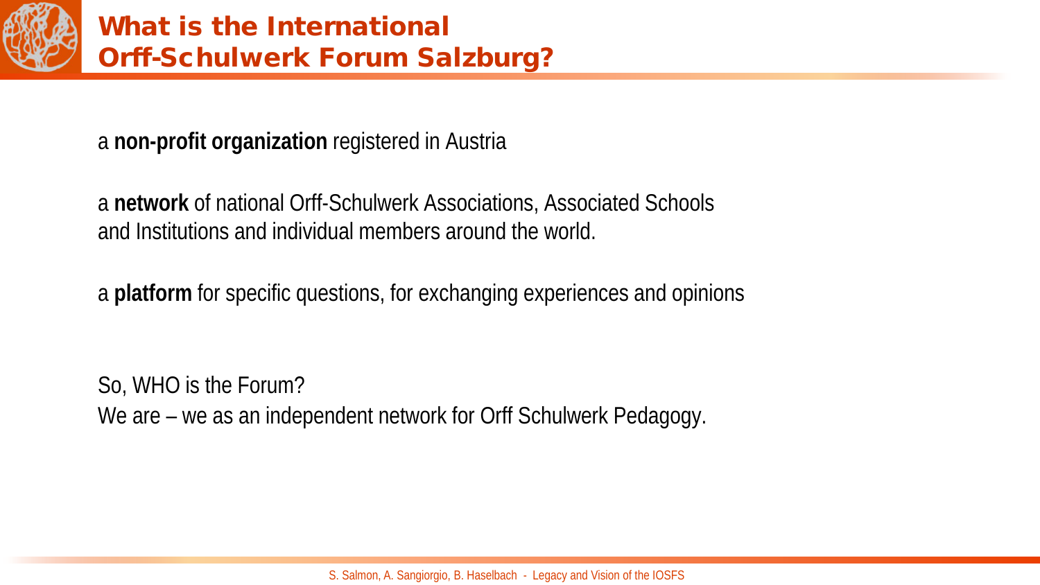# What is the International Orff-Schulwerk Forum Salzburg?

a **non-profit organization** registered in Austria

a **network** of national Orff-Schulwerk Associations, Associated Schools and Institutions and individual members around the world.

a **platform** for specific questions, for exchanging experiences and opinions

So, WHO is the Forum?
We are – we as an independent network for Orff Schulwerk Pedagogy.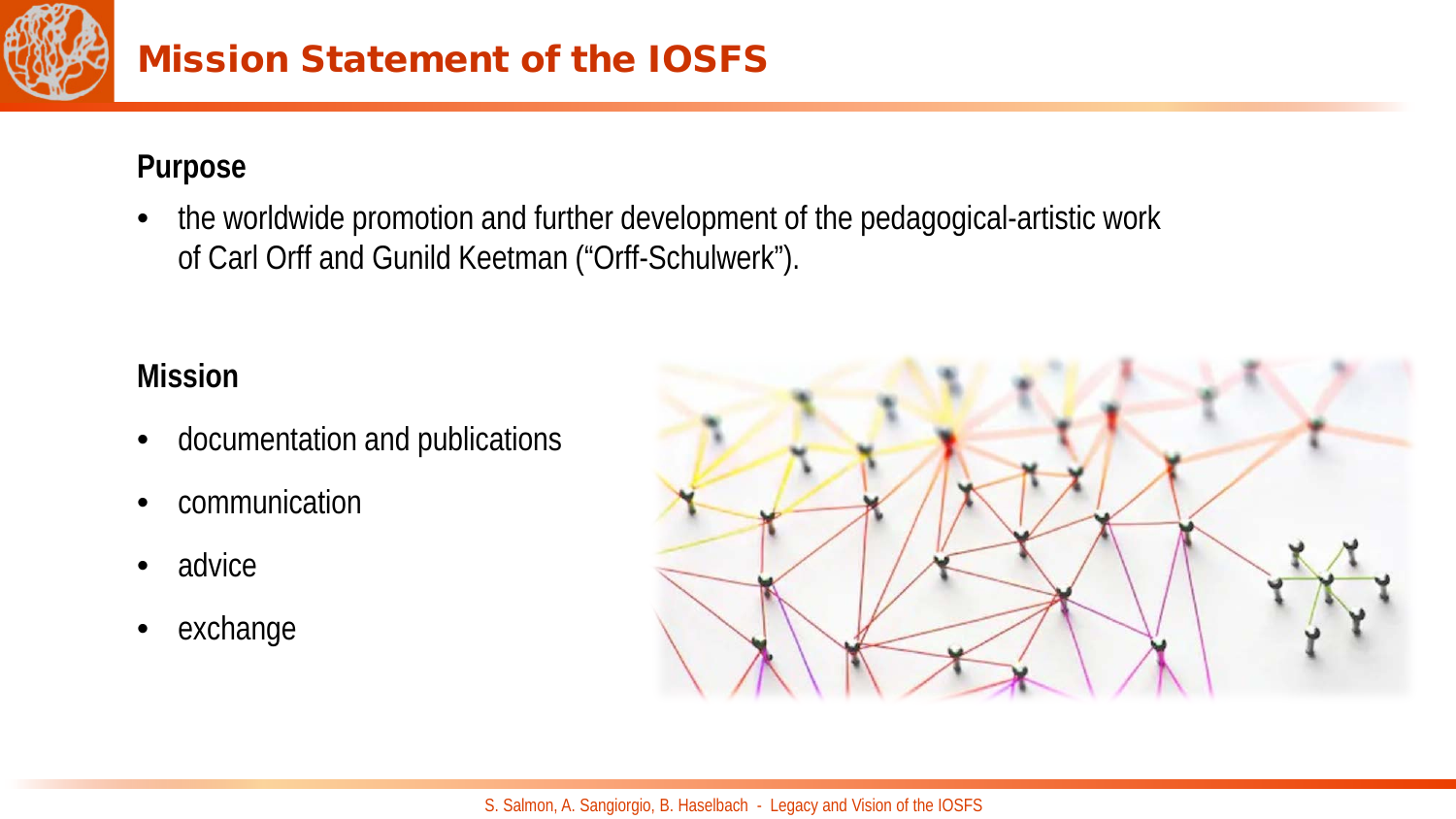# Mission Statement of the IOSFS

## Purpose

- the worldwide promotion and further development of the pedagogical-artistic work of Carl Orff and Gunild Keetman ("Orff-Schulwerk").

## Mission

- documentation and publications
- communication
- advice
- exchange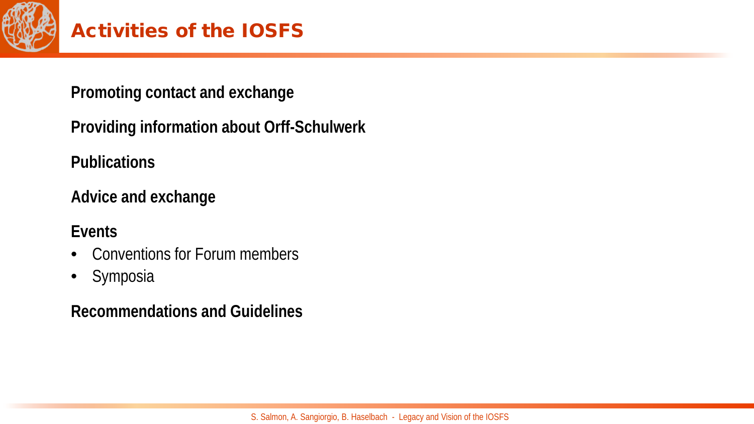# Activities of the IOSFS

**Promoting contact and exchange**

**Providing information about Orff-Schulwerk**

**Publications**

**Advice and exchange**

**Events**

- Conventions for Forum members
- Symposia

**Recommendations and Guidelines**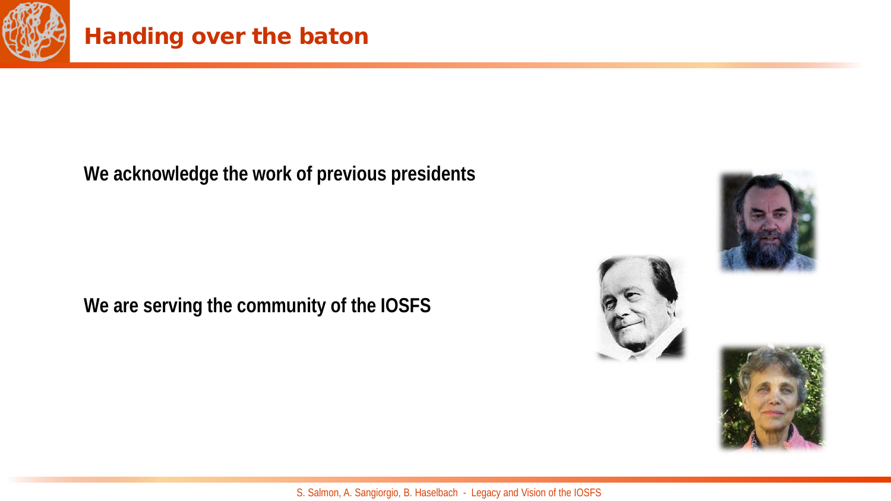# Handing over the baton

**We acknowledge the work of previous presidents**

**We are serving the community of the IOSFS**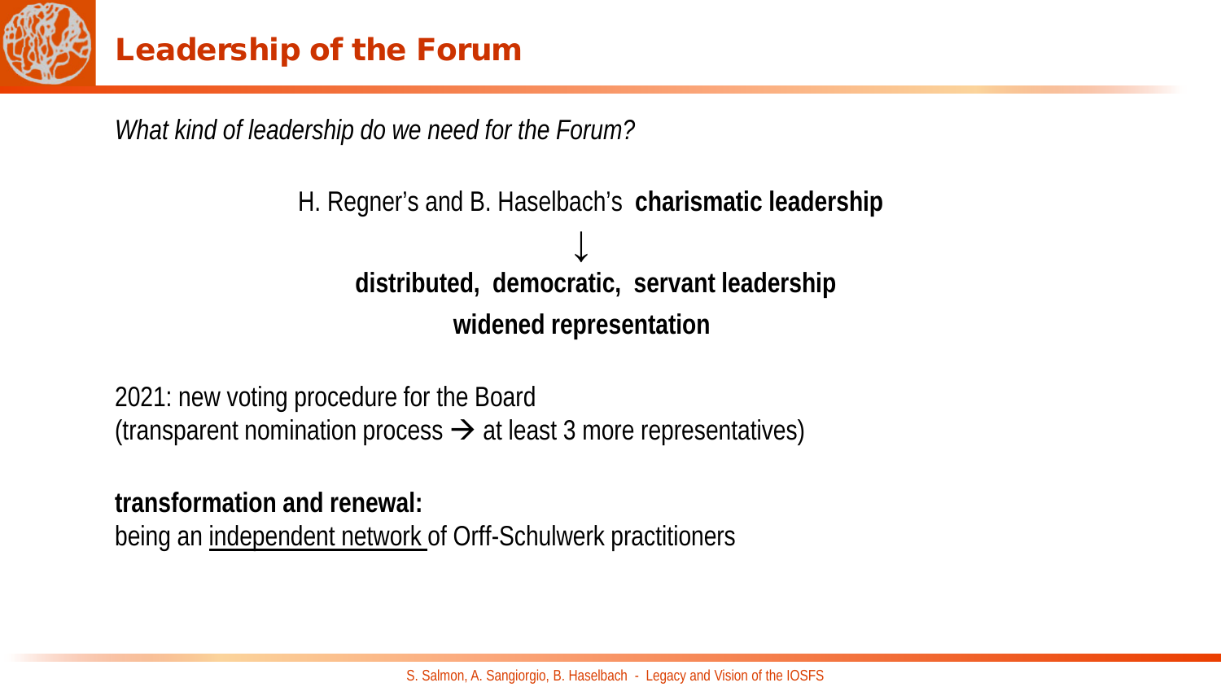# Leadership of the Forum

*What kind of leadership do we need for the Forum?*

H. Regner's and B. Haselbach's **charismatic leadership**

↓

**distributed, democratic, servant leadership**

**widened representation**

2021: new voting procedure for the Board
(transparent nomination process → at least 3 more representatives)

**transformation and renewal:**
being an <u>independent network</u> of Orff-Schulwerk practitioners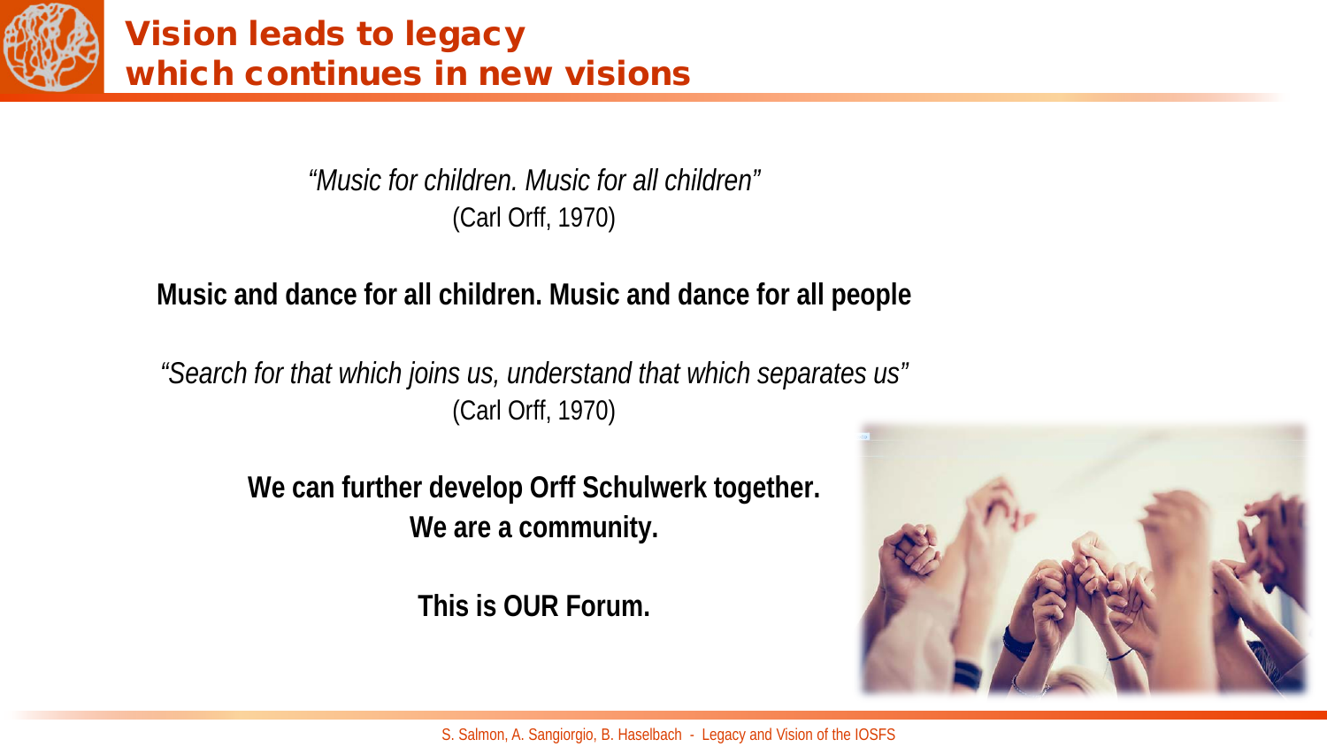# Vision leads to legacy which continues in new visions

*"Music for children. Music for all children"*
(Carl Orff, 1970)

**Music and dance for all children. Music and dance for all people**

*"Search for that which joins us, understand that which separates us"*
(Carl Orff, 1970)

**We can further develop Orff Schulwerk together.**
**We are a community.**

**This is OUR Forum.**